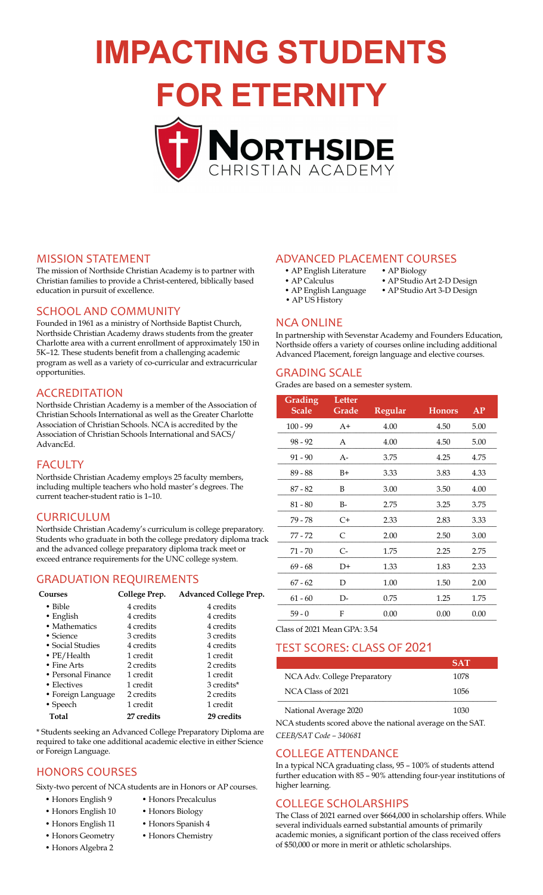# IMPACTING STUDENTS FOR ETERNITY

**NORTHSIDE** CHRISTIAN ACADEMY

## MISSION STATEMENT

The mission of Northside Christian Academy is to partner with Christian families to provide a Christ-centered, biblically based education in pursuit of excellence.

## SCHOOL AND COMMUNITY

Founded in 1961 as a ministry of Northside Baptist Church, Northside Christian Academy draws students from the greater Charlotte area with a current enrollment of approximately 150 in 5K–12. These students benefit from a challenging academic program as well as a variety of co-curricular and extracurricular opportunities.

## ACCREDITATION

Northside Christian Academy is a member of the Association of Christian Schools International as well as the Greater Charlotte Association of Christian Schools. NCA is accredited by the Association of Christian Schools International and SACS/AdvancEd.

## FACULTY

Northside Christian Academy employs 25 faculty members, including multiple teachers who hold master's degrees. The current teacher-student ratio is 1–10.

## CURRICULUM

Northside Christian Academy's curriculum is college preparatory. Students who graduate in both the college predatory diploma track and the advanced college preparatory diploma track meet or exceed entrance requirements for the UNC college system.

## GRADUATION REQUIREMENTS

| Courses | College Prep. | Advanced College Prep. |
|---|---|---|
| • Bible | 4 credits | 4 credits |
| • English | 4 credits | 4 credits |
| • Mathematics | 4 credits | 4 credits |
| • Science | 3 credits | 3 credits |
| • Social Studies | 4 credits | 4 credits |
| • PE/Health | 1 credit | 1 credit |
| • Fine Arts | 2 credits | 2 credits |
| • Personal Finance | 1 credit | 1 credit |
| • Electives | 1 credit | 3 credits* |
| • Foreign Language | 2 credits | 2 credits |
| • Speech | 1 credit | 1 credit |
| **Total** | **27 credits** | **29 credits** |

\* Students seeking an Advanced College Preparatory Diploma are required to take one additional academic elective in either Science or Foreign Language.

## HONORS COURSES

Sixty-two percent of NCA students are in Honors or AP courses.

- Honors English 9
- Honors English 10
- Honors English 11
- Honors Geometry
- Honors Algebra 2
- Honors Precalculus
- Honors Biology
- Honors Spanish 4
- Honors Chemistry

## ADVANCED PLACEMENT COURSES

- AP English Literature
- AP Calculus
- AP English Language
- AP US History
- AP Biology
- AP Studio Art 2-D Design
- AP Studio Art 3-D Design

## NCA ONLINE

In partnership with Sevenstar Academy and Founders Education, Northside offers a variety of courses online including additional Advanced Placement, foreign language and elective courses.

## GRADING SCALE

Grades are based on a semester system.

| Grading Scale | Letter Grade | Regular | Honors | AP |
|---|---|---|---|---|
| 100 - 99 | A+ | 4.00 | 4.50 | 5.00 |
| 98 - 92 | A | 4.00 | 4.50 | 5.00 |
| 91 - 90 | A- | 3.75 | 4.25 | 4.75 |
| 89 - 88 | B+ | 3.33 | 3.83 | 4.33 |
| 87 - 82 | B | 3.00 | 3.50 | 4.00 |
| 81 - 80 | B- | 2.75 | 3.25 | 3.75 |
| 79 - 78 | C+ | 2.33 | 2.83 | 3.33 |
| 77 - 72 | C | 2.00 | 2.50 | 3.00 |
| 71 - 70 | C- | 1.75 | 2.25 | 2.75 |
| 69 - 68 | D+ | 1.33 | 1.83 | 2.33 |
| 67 - 62 | D | 1.00 | 1.50 | 2.00 |
| 61 - 60 | D- | 0.75 | 1.25 | 1.75 |
| 59 - 0 | F | 0.00 | 0.00 | 0.00 |

Class of 2021 Mean GPA: 3.54

## TEST SCORES: CLASS OF 2021

| | SAT |
|---|---|
| NCA Adv. College Preparatory | 1078 |
| NCA Class of 2021 | 1056 |
| National Average 2020 | 1030 |

NCA students scored above the national average on the SAT.

*CEEB/SAT Code – 340681*

## COLLEGE ATTENDANCE

In a typical NCA graduating class, 95 – 100% of students attend further education with 85 – 90% attending four-year institutions of higher learning.

## COLLEGE SCHOLARSHIPS

The Class of 2021 earned over $664,000 in scholarship offers. While several individuals earned substantial amounts of primarily academic monies, a significant portion of the class received offers of $50,000 or more in merit or athletic scholarships.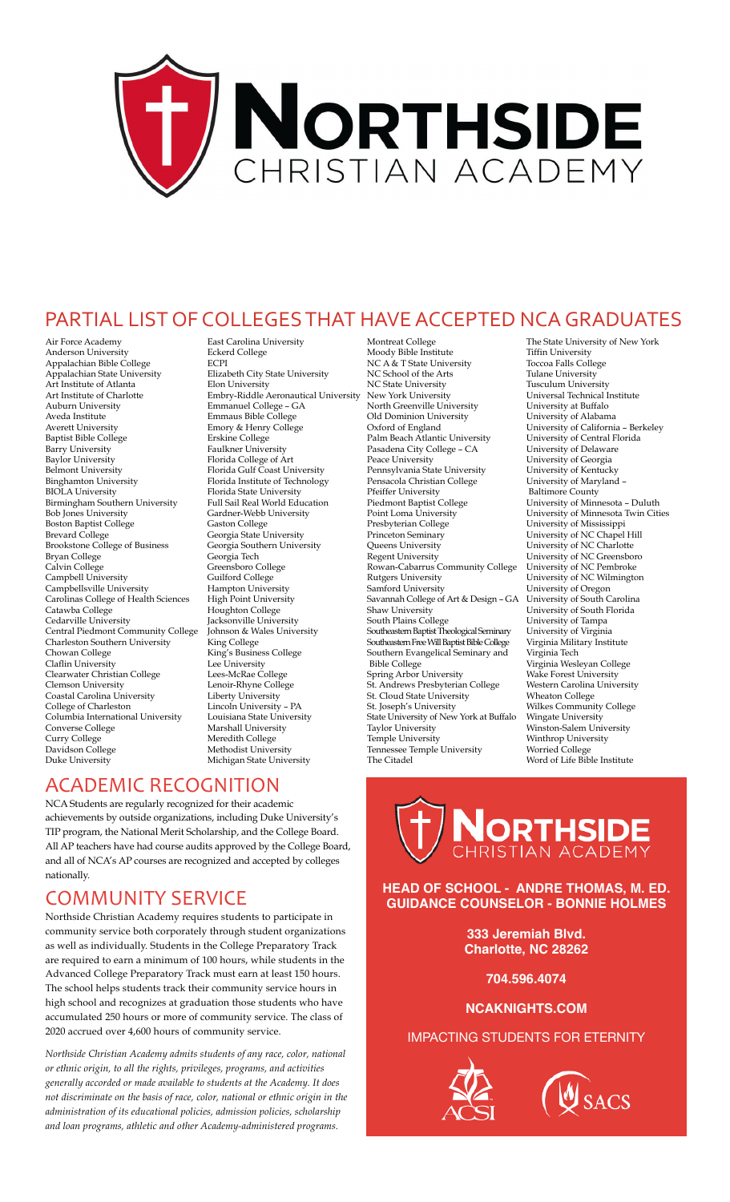# NORTHSIDE CHRISTIAN ACADEMY

## PARTIAL LIST OF COLLEGES THAT HAVE ACCEPTED NCA GRADUATES

Air Force Academy
Anderson University
Appalachian Bible College
Appalachian State University
Art Institute of Atlanta
Art Institute of Charlotte
Auburn University
Aveda Institute
Averett University
Baptist Bible College
Barry University
Baylor University
Belmont University
Binghamton University
BIOLA University
Birmingham Southern University
Bob Jones University
Boston Baptist College
Brevard College
Brookstone College of Business
Bryan College
Calvin College
Campbell University
Campbellsville University
Carolinas College of Health Sciences
Catawba College
Cedarville University
Central Piedmont Community College
Charleston Southern University
Chowan College
Claflin University
Clearwater Christian College
Clemson University
Coastal Carolina University
College of Charleston
Columbia International University
Converse College
Curry College
Davidson College
Duke University
East Carolina University
Eckerd College
ECPI
Elizabeth City State University
Elon University
Embry-Riddle Aeronautical University
Emmanuel College – GA
Emmaus Bible College
Emory & Henry College
Erskine College
Faulkner University
Florida College of Art
Florida Gulf Coast University
Florida Institute of Technology
Florida State University
Full Sail Real World Education
Gardner-Webb University
Gaston College
Georgia State University
Georgia Southern University
Georgia Tech
Greensboro College
Guilford College
Hampton University
High Point University
Houghton College
Jacksonville University
Johnson & Wales University
King College
King's Business College
Lee University
Lees-McRae College
Lenoir-Rhyne College
Liberty University
Lincoln University – PA
Louisiana State University
Marshall University
Meredith College
Methodist University
Michigan State University
Montreat College
Moody Bible Institute
NC A & T State University
NC School of the Arts
NC State University
New York University
North Greenville University
Old Dominion University
Oxford of England
Palm Beach Atlantic University
Pasadena City College – CA
Peace University
Pennsylvania State University
Pensacola Christian College
Pfeiffer University
Piedmont Baptist College
Point Loma University
Presbyterian College
Princeton Seminary
Queens University
Regent University
Rowan-Cabarrus Community College
Rutgers University
Samford University
Savannah College of Art & Design – GA
Shaw University
South Plains College
Southeastern Baptist Theological Seminary
Southeastern Free Will Baptist Bible College
Southern Evangelical Seminary and Bible College
Spring Arbor University
St. Andrews Presbyterian College
St. Cloud State University
St. Joseph's University
State University of New York at Buffalo
Taylor University
Temple University
Tennessee Temple University
The Citadel
The State University of New York
Tiffin University
Toccoa Falls College
Tulane University
Tusculum University
Universal Technical Institute
University at Buffalo
University of Alabama
University of California – Berkeley
University of Central Florida
University of Delaware
University of Georgia
University of Kentucky
University of Maryland – Baltimore County
University of Minnesota – Duluth
University of Minnesota Twin Cities
University of Mississippi
University of NC Chapel Hill
University of NC Charlotte
University of NC Greensboro
University of NC Pembroke
University of NC Wilmington
University of Oregon
University of South Carolina
University of South Florida
University of Tampa
University of Virginia
Virginia Military Institute
Virginia Tech
Virginia Wesleyan College
Wake Forest University
Western Carolina University
Wheaton College
Wilkes Community College
Wingate University
Winston-Salem University
Winthrop University
Worried College
Word of Life Bible Institute

## ACADEMIC RECOGNITION

NCA Students are regularly recognized for their academic achievements by outside organizations, including Duke University's TIP program, the National Merit Scholarship, and the College Board. All AP teachers have had course audits approved by the College Board, and all of NCA's AP courses are recognized and accepted by colleges nationally.

## COMMUNITY SERVICE

Northside Christian Academy requires students to participate in community service both corporately through student organizations as well as individually. Students in the College Preparatory Track are required to earn a minimum of 100 hours, while students in the Advanced College Preparatory Track must earn at least 150 hours. The school helps students track their community service hours in high school and recognizes at graduation those students who have accumulated 250 hours or more of community service. The class of 2020 accrued over 4,600 hours of community service.

*Northside Christian Academy admits students of any race, color, national or ethnic origin, to all the rights, privileges, programs, and activities generally accorded or made available to students at the Academy. It does not discriminate on the basis of race, color, national or ethnic origin in the administration of its educational policies, admission policies, scholarship and loan programs, athletic and other Academy-administered programs.*

**NORTHSIDE CHRISTIAN ACADEMY**

**HEAD OF SCHOOL - ANDRE THOMAS, M. ED.**
**GUIDANCE COUNSELOR - BONNIE HOLMES**

**333 Jeremiah Blvd.**
**Charlotte, NC 28262**

**704.596.4074**

**NCAKNIGHTS.COM**

IMPACTING STUDENTS FOR ETERNITY

ACSI SACS